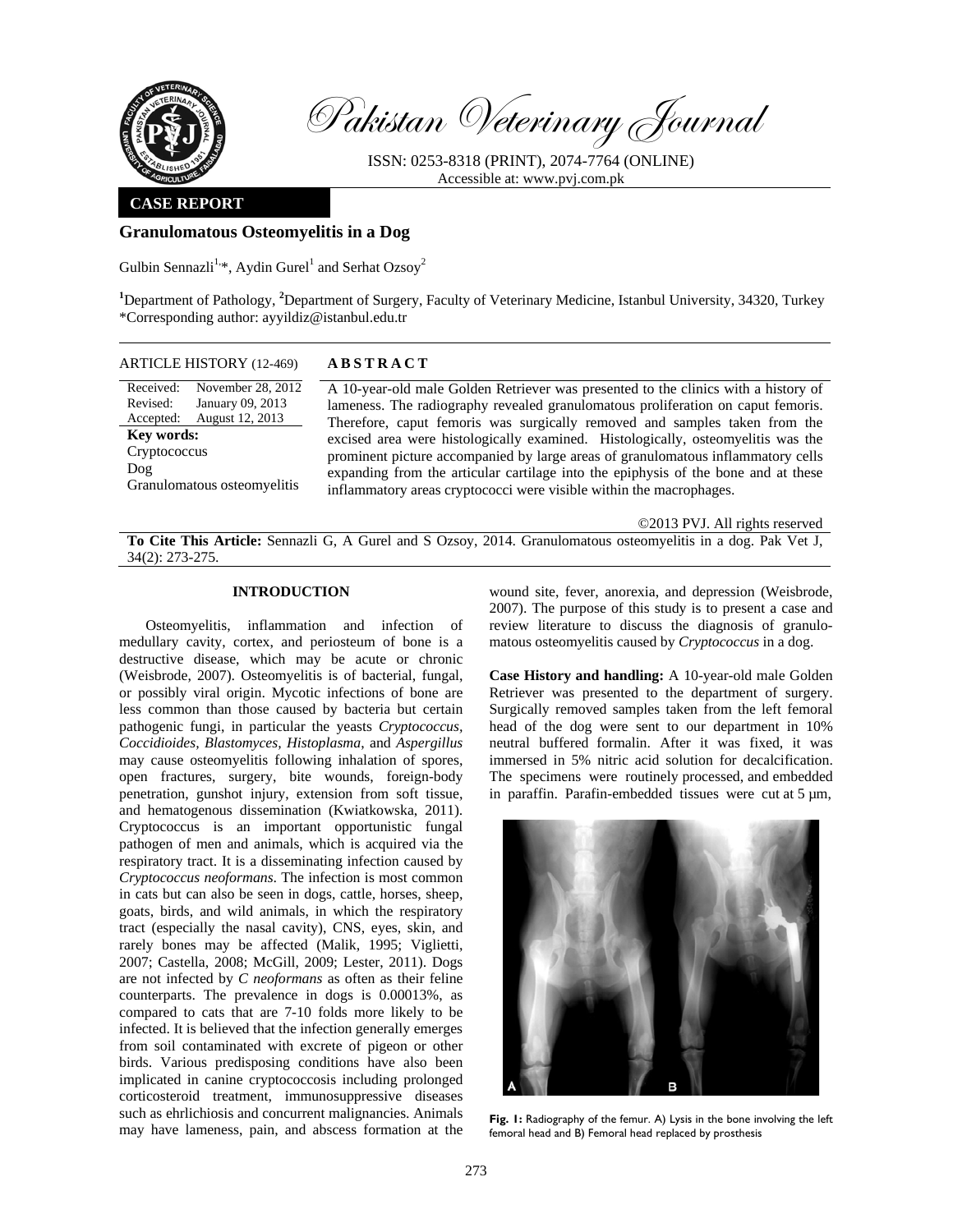Pakistan Veterinary Journal

ISSN: 0253-8318 (PRINT), 2074-7764 (ONLINE)
Accessible at: www.pvj.com.pk

**CASE REPORT**

# Granulomatous Osteomyelitis in a Dog

Gulbin Sennazli[1,*], Aydin Gurel[1] and Serhat Ozsoy[2]

[1]Department of Pathology, [2]Department of Surgery, Faculty of Veterinary Medicine, Istanbul University, 34320, Turkey
*Corresponding author: ayyildiz@istanbul.edu.tr

| ARTICLE HISTORY (12-469) | |
|---|---|
| Received: | November 28, 2012 |
| Revised: | January 09, 2013 |
| Accepted: | August 12, 2013 |

**Key words:**
Cryptococcus
Dog
Granulomatous osteomyelitis

## ABSTRACT

A 10-year-old male Golden Retriever was presented to the clinics with a history of lameness. The radiography revealed granulomatous proliferation on caput femoris. Therefore, caput femoris was surgically removed and samples taken from the excised area were histologically examined. Histologically, osteomyelitis was the prominent picture accompanied by large areas of granulomatous inflammatory cells expanding from the articular cartilage into the epiphysis of the bone and at these inflammatory areas cryptococci were visible within the macrophages.

©2013 PVJ. All rights reserved

**To Cite This Article:** Sennazli G, A Gurel and S Ozsoy, 2014. Granulomatous osteomyelitis in a dog. Pak Vet J, 34(2): 273-275.

## INTRODUCTION

Osteomyelitis, inflammation and infection of medullary cavity, cortex, and periosteum of bone is a destructive disease, which may be acute or chronic (Weisbrode, 2007). Osteomyelitis is of bacterial, fungal, or possibly viral origin. Mycotic infections of bone are less common than those caused by bacteria but certain pathogenic fungi, in particular the yeasts *Cryptococcus*, *Coccidioides*, *Blastomyces*, *Histoplasma*, and *Aspergillus* may cause osteomyelitis following inhalation of spores, open fractures, surgery, bite wounds, foreign-body penetration, gunshot injury, extension from soft tissue, and hematogenous dissemination (Kwiatkowska, 2011). Cryptococcus is an important opportunistic fungal pathogen of men and animals, which is acquired via the respiratory tract. It is a disseminating infection caused by *Cryptococcus neoformans*. The infection is most common in cats but can also be seen in dogs, cattle, horses, sheep, goats, birds, and wild animals, in which the respiratory tract (especially the nasal cavity), CNS, eyes, skin, and rarely bones may be affected (Malik, 1995; Viglietti, 2007; Castella, 2008; McGill, 2009; Lester, 2011). Dogs are not infected by *C neoformans* as often as their feline counterparts. The prevalence in dogs is 0.00013%, as compared to cats that are 7-10 folds more likely to be infected. It is believed that the infection generally emerges from soil contaminated with excrete of pigeon or other birds. Various predisposing conditions have also been implicated in canine cryptococcosis including prolonged corticosteroid treatment, immunosuppressive diseases such as ehrlichiosis and concurrent malignancies. Animals may have lameness, pain, and abscess formation at the wound site, fever, anorexia, and depression (Weisbrode, 2007). The purpose of this study is to present a case and review literature to discuss the diagnosis of granulomatous osteomyelitis caused by *Cryptococcus* in a dog.

**Case History and handling:** A 10-year-old male Golden Retriever was presented to the department of surgery. Surgically removed samples taken from the left femoral head of the dog were sent to our department in 10% neutral buffered formalin. After it was fixed, it was immersed in 5% nitric acid solution for decalcification. The specimens were routinely processed, and embedded in paraffin. Parafin-embedded tissues were cut at 5 µm,

A B

**Fig. 1:** Radiography of the femur. A) Lysis in the bone involving the left femoral head and B) Femoral head replaced by prosthesis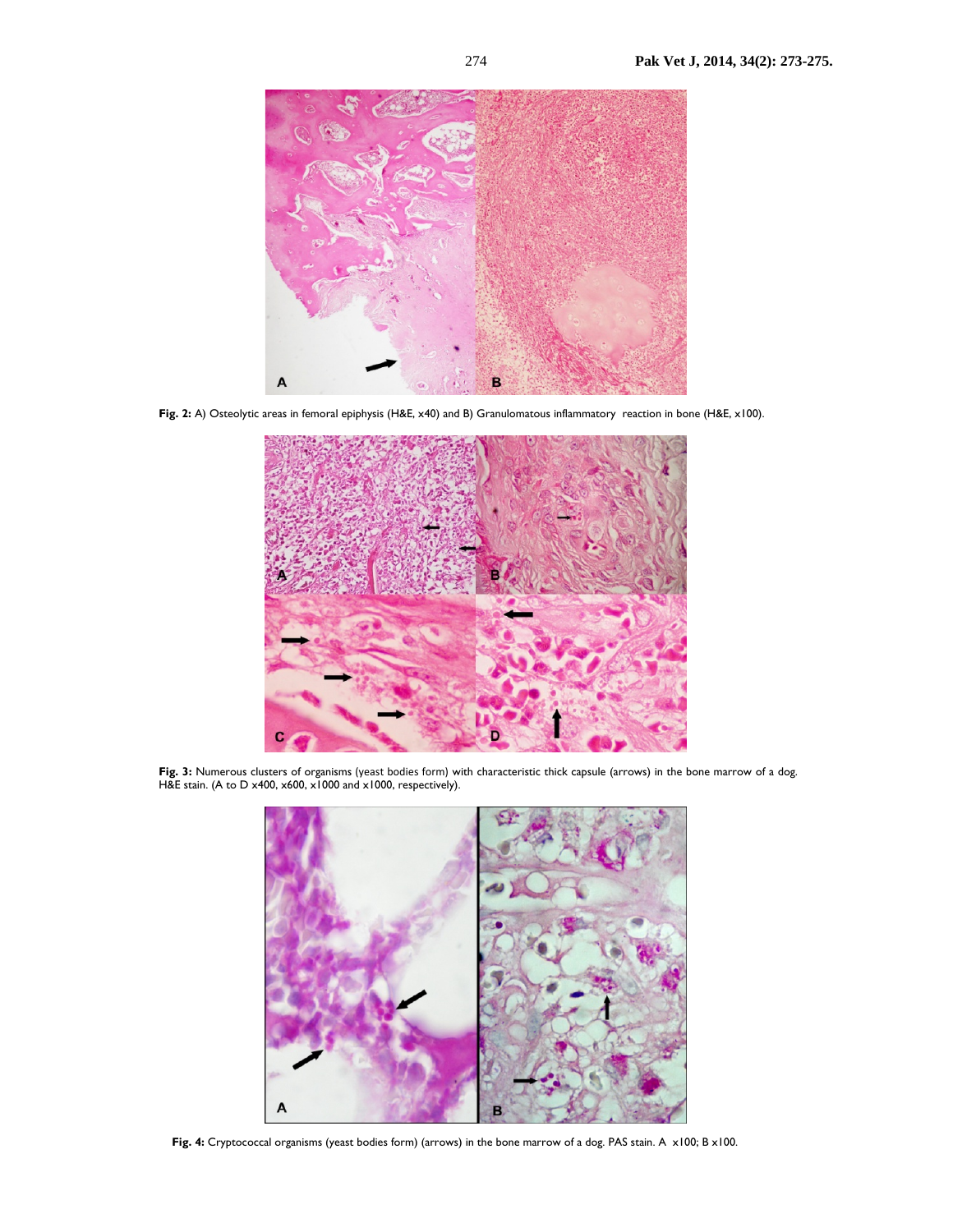**Fig. 2:** A) Osteolytic areas in femoral epiphysis (H&E, x40) and B) Granulomatous inflammatory reaction in bone (H&E, x100).

**Fig. 3:** Numerous clusters of organisms (yeast bodies form) with characteristic thick capsule (arrows) in the bone marrow of a dog. H&E stain. (A to D x400, x600, x1000 and x1000, respectively).

**Fig. 4:** Cryptococcal organisms (yeast bodies form) (arrows) in the bone marrow of a dog. PAS stain. A x100; B x100.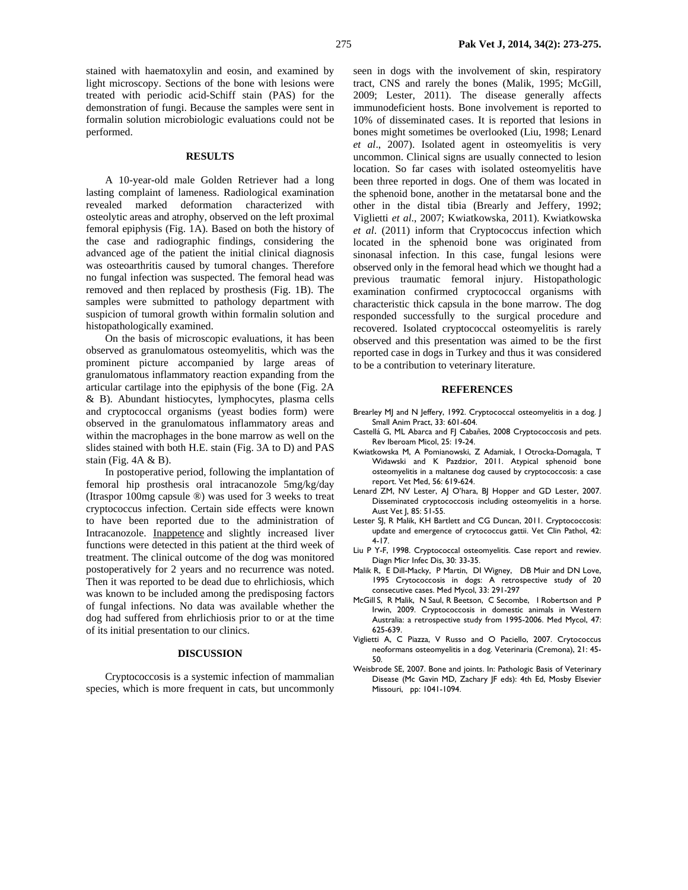stained with haematoxylin and eosin, and examined by light microscopy. Sections of the bone with lesions were treated with periodic acid-Schiff stain (PAS) for the demonstration of fungi. Because the samples were sent in formalin solution microbiologic evaluations could not be performed.

## RESULTS

A 10-year-old male Golden Retriever had a long lasting complaint of lameness. Radiological examination revealed marked deformation characterized with osteolytic areas and atrophy, observed on the left proximal femoral epiphysis (Fig. 1A). Based on both the history of the case and radiographic findings, considering the advanced age of the patient the initial clinical diagnosis was osteoarthritis caused by tumoral changes. Therefore no fungal infection was suspected. The femoral head was removed and then replaced by prosthesis (Fig. 1B). The samples were submitted to pathology department with suspicion of tumoral growth within formalin solution and histopathologically examined.

On the basis of microscopic evaluations, it has been observed as granulomatous osteomyelitis, which was the prominent picture accompanied by large areas of granulomatous inflammatory reaction expanding from the articular cartilage into the epiphysis of the bone (Fig. 2A & B). Abundant histiocytes, lymphocytes, plasma cells and cryptococcal organisms (yeast bodies form) were observed in the granulomatous inflammatory areas and within the macrophages in the bone marrow as well on the slides stained with both H.E. stain (Fig. 3A to D) and PAS stain (Fig. 4A & B).

In postoperative period, following the implantation of femoral hip prosthesis oral intracanozole 5mg/kg/day (Itraspor 100mg capsule ®) was used for 3 weeks to treat cryptococcus infection. Certain side effects were known to have been reported due to the administration of Intracanozole. Inappetence and slightly increased liver functions were detected in this patient at the third week of treatment. The clinical outcome of the dog was monitored postoperatively for 2 years and no recurrence was noted. Then it was reported to be dead due to ehrlichiosis, which was known to be included among the predisposing factors of fungal infections. No data was available whether the dog had suffered from ehrlichiosis prior to or at the time of its initial presentation to our clinics.

## DISCUSSION

Cryptococcosis is a systemic infection of mammalian species, which is more frequent in cats, but uncommonly seen in dogs with the involvement of skin, respiratory tract, CNS and rarely the bones (Malik, 1995; McGill, 2009; Lester, 2011). The disease generally affects immunodeficient hosts. Bone involvement is reported to 10% of disseminated cases. It is reported that lesions in bones might sometimes be overlooked (Liu, 1998; Lenard *et al*., 2007). Isolated agent in osteomyelitis is very uncommon. Clinical signs are usually connected to lesion location. So far cases with isolated osteomyelitis have been three reported in dogs. One of them was located in the sphenoid bone, another in the metatarsal bone and the other in the distal tibia (Brearly and Jeffery, 1992; Viglietti *et al*., 2007; Kwiatkowska, 2011). Kwiatkowska *et al*. (2011) inform that Cryptococcus infection which located in the sphenoid bone was originated from sinonasal infection. In this case, fungal lesions were observed only in the femoral head which we thought had a previous traumatic femoral injury. Histopathologic examination confirmed cryptococcal organisms with characteristic thick capsula in the bone marrow. The dog responded successfully to the surgical procedure and recovered. Isolated cryptococcal osteomyelitis is rarely observed and this presentation was aimed to be the first reported case in dogs in Turkey and thus it was considered to be a contribution to veterinary literature.

## REFERENCES

Brearley MJ and N Jeffery, 1992. Cryptococcal osteomyelitis in a dog. J Small Anim Pract, 33: 601-604.

Castellá G, ML Abarca and FJ Cabañes, 2008 Cryptococcosis and pets. Rev Iberoam Micol, 25: 19-24.

Kwiatkowska M, A Pomianowski, Z Adamiak, I Otrocka-Domagala, T Widawski and K Pazdzior, 2011. Atypical sphenoid bone osteomyelitis in a maltanese dog caused by cryptococcosis: a case report. Vet Med, 56: 619-624.

Lenard ZM, NV Lester, AJ O'hara, BJ Hopper and GD Lester, 2007. Disseminated cryptococcosis including osteomyelitis in a horse. Aust Vet J, 85: 51-55.

Lester SJ, R Malik, KH Bartlett and CG Duncan, 2011. Cryptococcosis: update and emergence of crytococcus gattii. Vet Clin Pathol, 42: 4-17.

Liu P Y-F, 1998. Cryptococcal osteomyelitis. Case report and rewiev. Diagn Micr Infec Dis, 30: 33-35.

Malik R, E Dill-Macky, P Martin, DI Wigney, DB Muir and DN Love, 1995 Crytococcosis in dogs: A retrospective study of 20 consecutive cases. Med Mycol, 33: 291-297

McGill S, R Malik, N Saul, R Beetson, C Secombe, I Robertson and P Irwin, 2009. Cryptococcosis in domestic animals in Western Australia: a retrospective study from 1995-2006. Med Mycol, 47: 625-639.

Viglietti A, C Piazza, V Russo and O Paciello, 2007. Crytococcus neoformans osteomyelitis in a dog. Veterinaria (Cremona), 21: 45-50.

Weisbrode SE, 2007. Bone and joints. In: Pathologic Basis of Veterinary Disease (Mc Gavin MD, Zachary JF eds): 4th Ed, Mosby Elsevier Missouri, pp: 1041-1094.